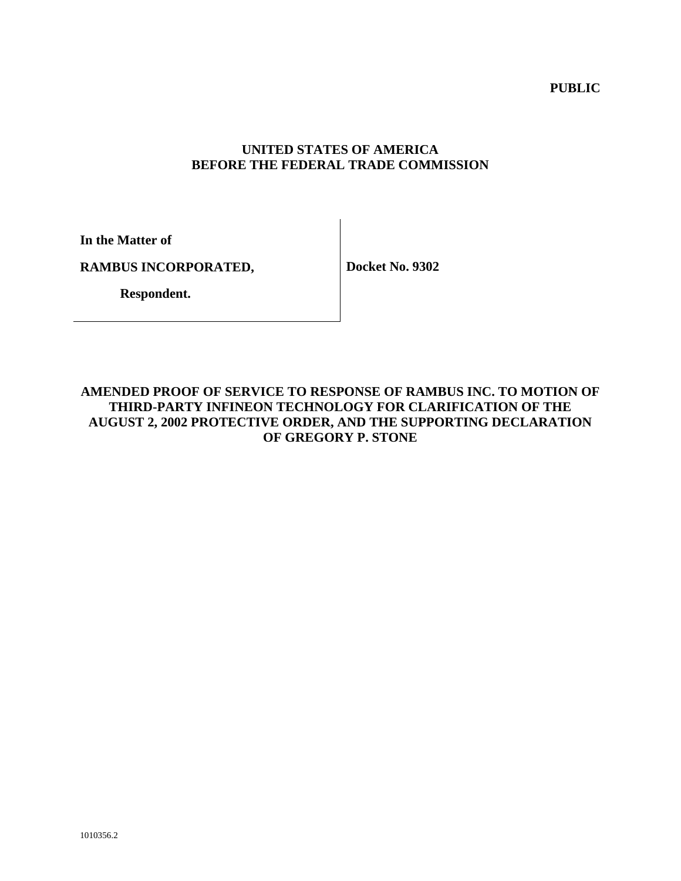**PUBLIC**

**UNITED STATES OF AMERICA**
**BEFORE THE FEDERAL TRADE COMMISSION**

| | |
|---|---|
| **In the Matter of**<br><br>**RAMBUS INCORPORATED,**<br><br>**Respondent.** | **Docket No. 9302** |

**AMENDED PROOF OF SERVICE TO RESPONSE OF RAMBUS INC. TO MOTION OF THIRD-PARTY INFINEON TECHNOLOGY FOR CLARIFICATION OF THE AUGUST 2, 2002 PROTECTIVE ORDER, AND THE SUPPORTING DECLARATION OF GREGORY P. STONE**

1010356.2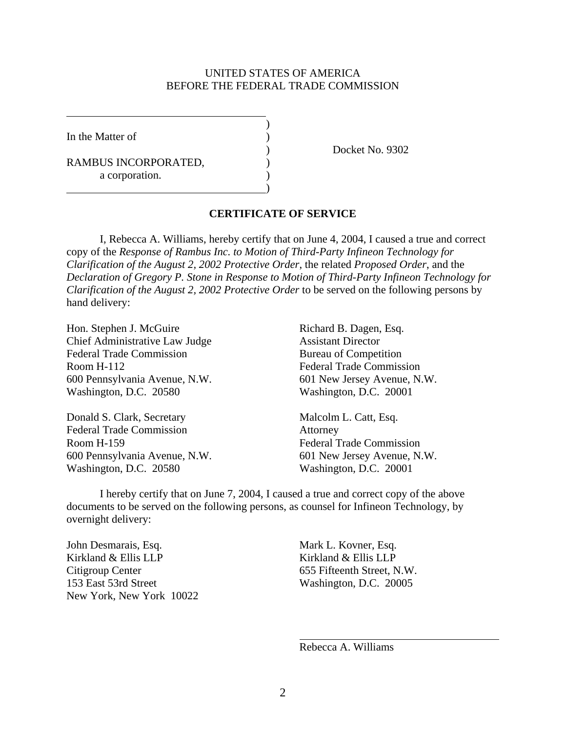UNITED STATES OF AMERICA
BEFORE THE FEDERAL TRADE COMMISSION

| | | |
|---|---|---|
| In the Matter of | ) | |
| | ) | Docket No. 9302 |
| RAMBUS INCORPORATED, a corporation. | ) | |

## CERTIFICATE OF SERVICE

I, Rebecca A. Williams, hereby certify that on June 4, 2004, I caused a true and correct copy of the *Response of Rambus Inc. to Motion of Third-Party Infineon Technology for Clarification of the August 2, 2002 Protective Order*, the related *Proposed Order*, and the *Declaration of Gregory P. Stone in Response to Motion of Third-Party Infineon Technology for Clarification of the August 2, 2002 Protective Order* to be served on the following persons by hand delivery:

Hon. Stephen J. McGuire
Chief Administrative Law Judge
Federal Trade Commission
Room H-112
600 Pennsylvania Avenue, N.W.
Washington, D.C. 20580

Richard B. Dagen, Esq.
Assistant Director
Bureau of Competition
Federal Trade Commission
601 New Jersey Avenue, N.W.
Washington, D.C. 20001

Donald S. Clark, Secretary
Federal Trade Commission
Room H-159
600 Pennsylvania Avenue, N.W.
Washington, D.C. 20580

Malcolm L. Catt, Esq.
Attorney
Federal Trade Commission
601 New Jersey Avenue, N.W.
Washington, D.C. 20001

I hereby certify that on June 7, 2004, I caused a true and correct copy of the above documents to be served on the following persons, as counsel for Infineon Technology, by overnight delivery:

John Desmarais, Esq.
Kirkland & Ellis LLP
Citigroup Center
153 East 53rd Street
New York, New York 10022

Mark L. Kovner, Esq.
Kirkland & Ellis LLP
655 Fifteenth Street, N.W.
Washington, D.C. 20005

Rebecca A. Williams